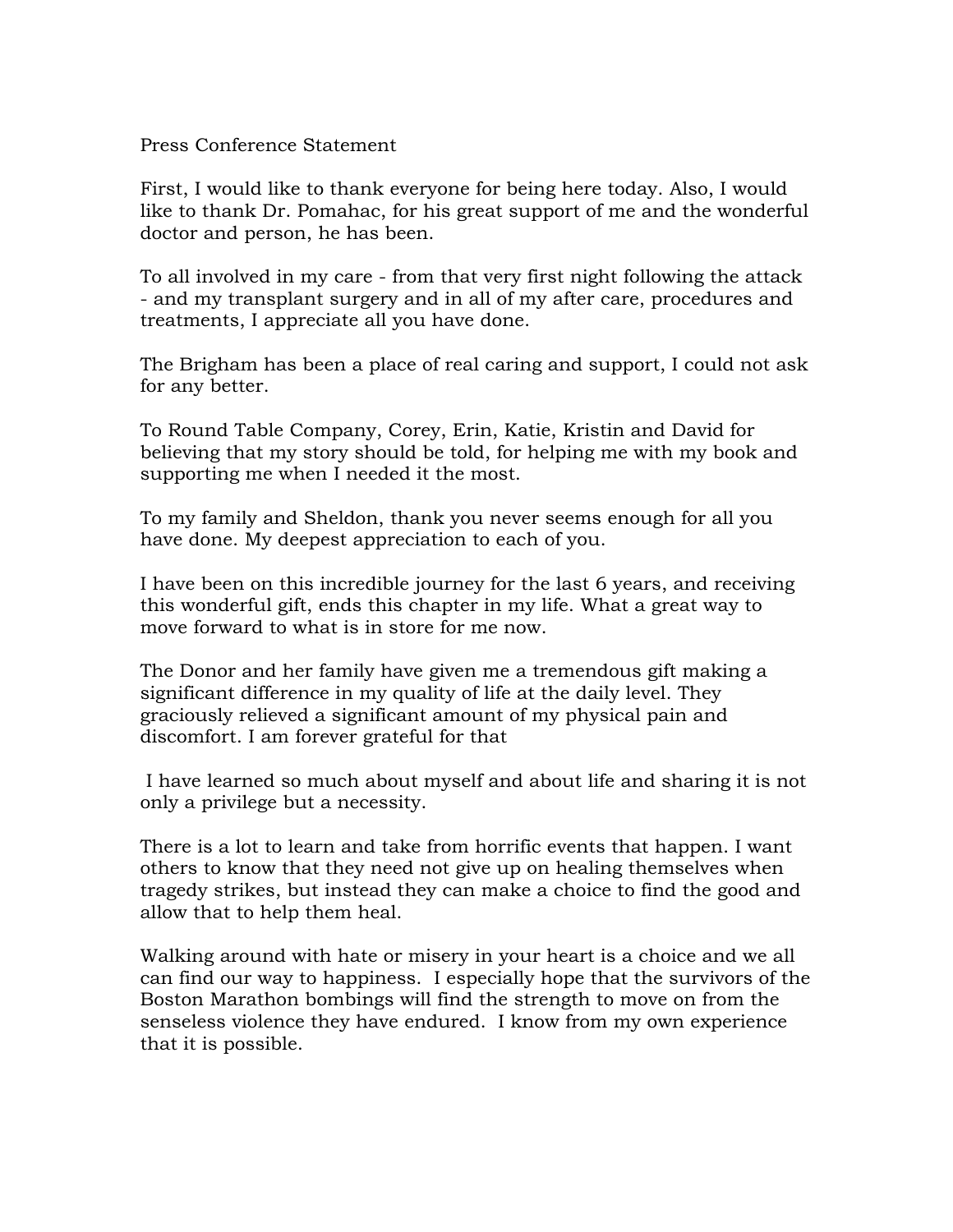Press Conference Statement

First, I would like to thank everyone for being here today. Also, I would like to thank Dr. Pomahac, for his great support of me and the wonderful doctor and person, he has been.

To all involved in my care - from that very first night following the attack - and my transplant surgery and in all of my after care, procedures and treatments, I appreciate all you have done.

The Brigham has been a place of real caring and support, I could not ask for any better.

To Round Table Company, Corey, Erin, Katie, Kristin and David for believing that my story should be told, for helping me with my book and supporting me when I needed it the most.

To my family and Sheldon, thank you never seems enough for all you have done. My deepest appreciation to each of you.

I have been on this incredible journey for the last 6 years, and receiving this wonderful gift, ends this chapter in my life. What a great way to move forward to what is in store for me now.

The Donor and her family have given me a tremendous gift making a significant difference in my quality of life at the daily level. They graciously relieved a significant amount of my physical pain and discomfort. I am forever grateful for that

I have learned so much about myself and about life and sharing it is not only a privilege but a necessity.

There is a lot to learn and take from horrific events that happen. I want others to know that they need not give up on healing themselves when tragedy strikes, but instead they can make a choice to find the good and allow that to help them heal.

Walking around with hate or misery in your heart is a choice and we all can find our way to happiness. I especially hope that the survivors of the Boston Marathon bombings will find the strength to move on from the senseless violence they have endured. I know from my own experience that it is possible.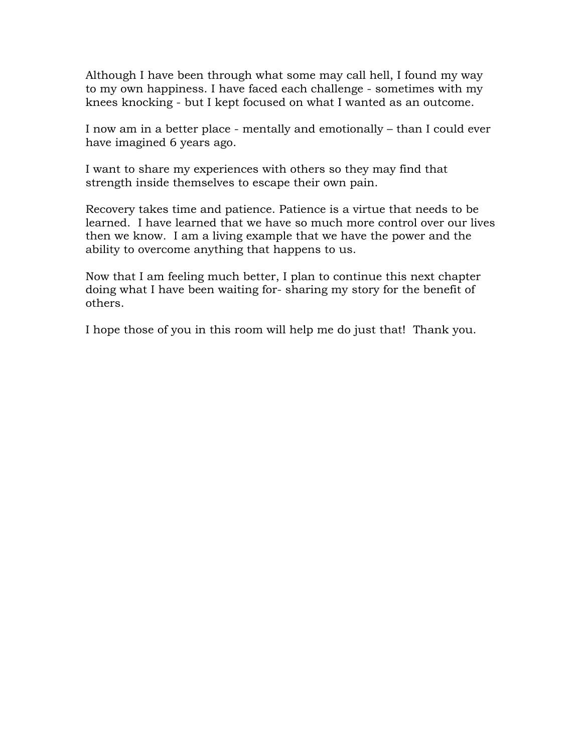Although I have been through what some may call hell, I found my way to my own happiness. I have faced each challenge - sometimes with my knees knocking - but I kept focused on what I wanted as an outcome.

I now am in a better place - mentally and emotionally – than I could ever have imagined 6 years ago.

I want to share my experiences with others so they may find that strength inside themselves to escape their own pain.

Recovery takes time and patience. Patience is a virtue that needs to be learned. I have learned that we have so much more control over our lives then we know. I am a living example that we have the power and the ability to overcome anything that happens to us.

Now that I am feeling much better, I plan to continue this next chapter doing what I have been waiting for- sharing my story for the benefit of others.

I hope those of you in this room will help me do just that! Thank you.